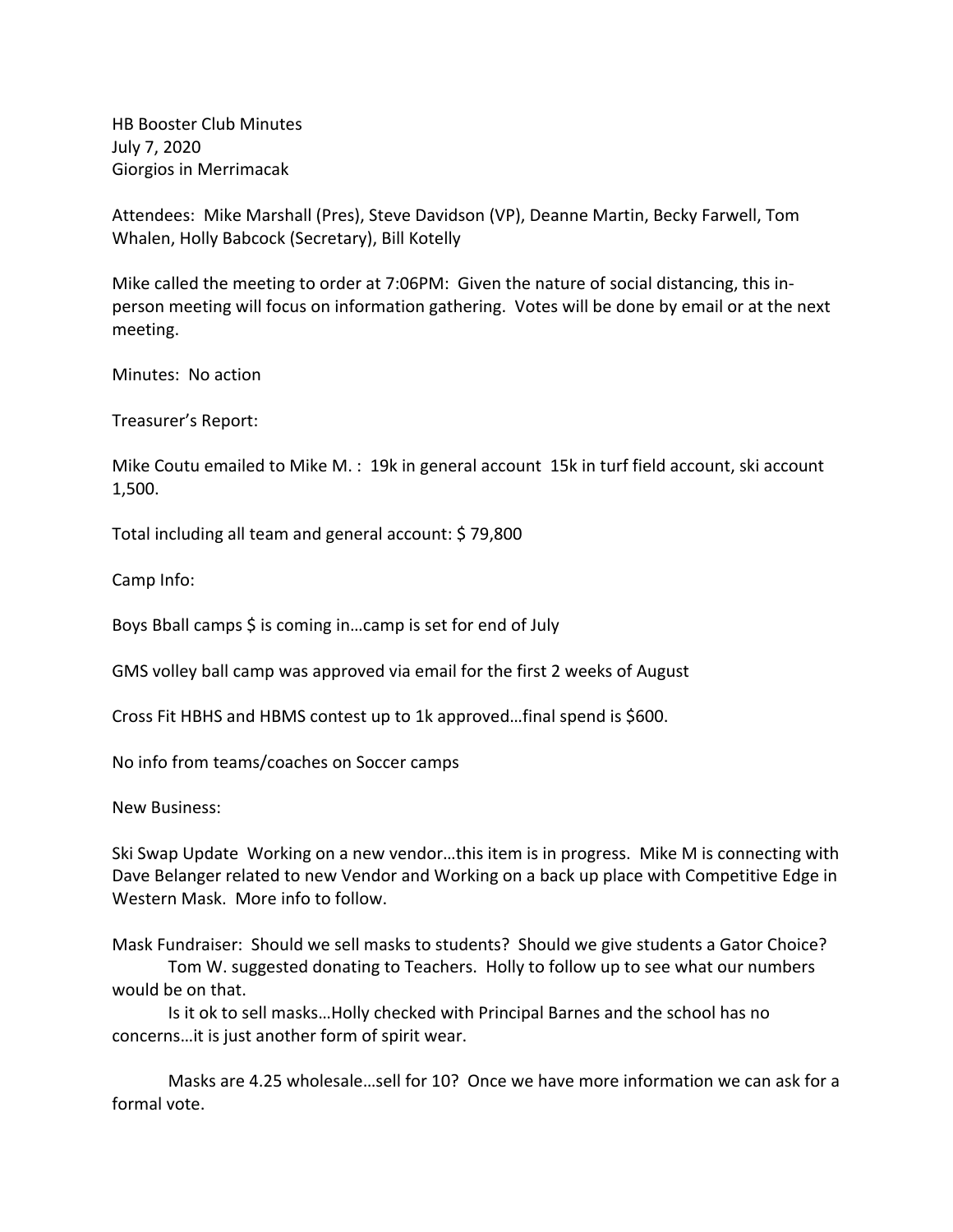HB Booster Club Minutes
July 7, 2020
Giorgios in Merrimacak

Attendees: Mike Marshall (Pres), Steve Davidson (VP), Deanne Martin, Becky Farwell, Tom Whalen, Holly Babcock (Secretary), Bill Kotelly

Mike called the meeting to order at 7:06PM: Given the nature of social distancing, this in-person meeting will focus on information gathering. Votes will be done by email or at the next meeting.

Minutes: No action

Treasurer's Report:

Mike Coutu emailed to Mike M. : 19k in general account 15k in turf field account, ski account 1,500.

Total including all team and general account: $ 79,800

Camp Info:

Boys Bball camps $ is coming in…camp is set for end of July

GMS volley ball camp was approved via email for the first 2 weeks of August

Cross Fit HBHS and HBMS contest up to 1k approved…final spend is $600.

No info from teams/coaches on Soccer camps

New Business:

Ski Swap Update Working on a new vendor…this item is in progress. Mike M is connecting with Dave Belanger related to new Vendor and Working on a back up place with Competitive Edge in Western Mask. More info to follow.

Mask Fundraiser: Should we sell masks to students? Should we give students a Gator Choice?

Tom W. suggested donating to Teachers. Holly to follow up to see what our numbers would be on that.

Is it ok to sell masks…Holly checked with Principal Barnes and the school has no concerns…it is just another form of spirit wear.

Masks are 4.25 wholesale…sell for 10? Once we have more information we can ask for a formal vote.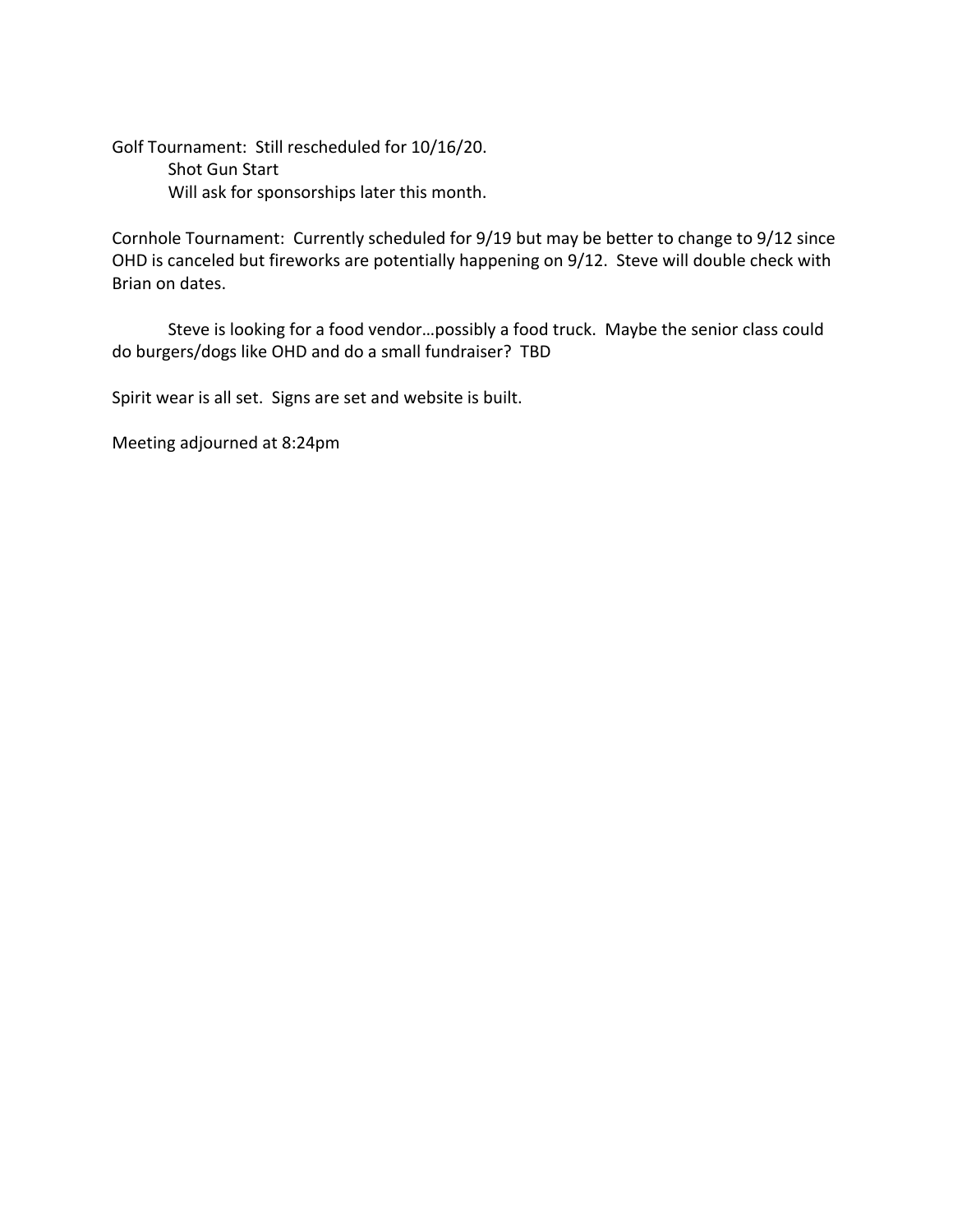Golf Tournament: Still rescheduled for 10/16/20.

Shot Gun Start

Will ask for sponsorships later this month.

Cornhole Tournament: Currently scheduled for 9/19 but may be better to change to 9/12 since OHD is canceled but fireworks are potentially happening on 9/12. Steve will double check with Brian on dates.

Steve is looking for a food vendor…possibly a food truck. Maybe the senior class could do burgers/dogs like OHD and do a small fundraiser? TBD

Spirit wear is all set. Signs are set and website is built.

Meeting adjourned at 8:24pm